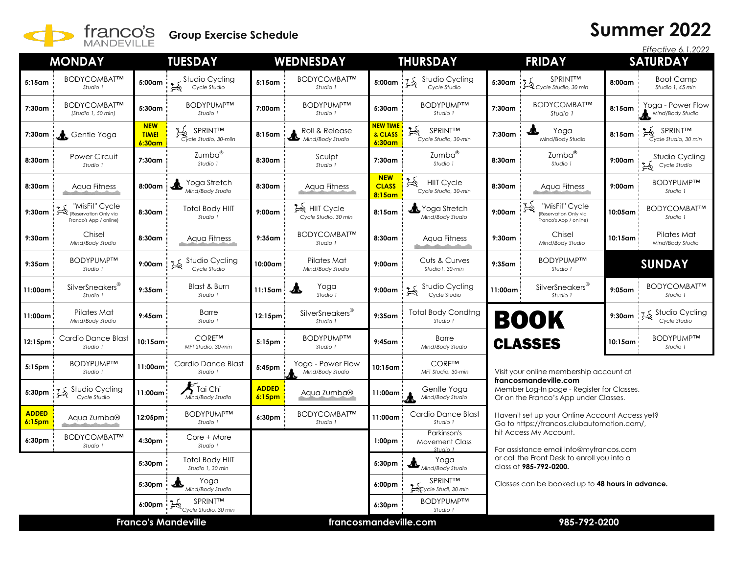# franco's MANDEVILLE Group Exercise Schedule

# Summer 2022

*Effective 6.1.2022*

## MONDAY

| Time | Class |
|---|---|
| 5:15am | BODYCOMBAT™ Studio 1 |
| 7:30am | BODYCOMBAT™ (Studio 1, 50 min) |
| 7:30am | Gentle Yoga |
| 8:30am | Power Circuit Studio 1 |
| 8:30am | Aqua Fitness |
| 9:30am | "MisFit" Cycle (Reservation Only via Franco's App / online) |
| 9:30am | Chisel Mind/Body Studio |
| 9:35am | BODYPUMP™ Studio 1 |
| 11:00am | SilverSneakers® Studio 1 |
| 11:00am | Pilates Mat Mind/Body Studio |
| 12:15pm | Cardio Dance Blast Studio 1 |
| 5:15pm | BODYPUMP™ Studio 1 |
| 5:30pm | Studio Cycling Cycle Studio |
| **ADDED** 6:15pm | Aqua Zumba® |
| 6:30pm | BODYCOMBAT™ Studio 1 |

## TUESDAY

| Time | Class |
|---|---|
| 5:00am | Studio Cycling Cycle Studio |
| 5:30am | BODYPUMP™ Studio 1 |
| **NEW TIME!** 6:30am | SPRINT™ Cycle Studio, 30-miin |
| 7:30am | Zumba® Studio 1 |
| 8:00am | Yoga Stretch Mind/Body Studio |
| 8:30am | Total Body HIIT Studio 1 |
| 8:30am | Aqua Fitness |
| 9:00am | Studio Cycling Cycle Studio |
| 9:35am | Blast & Burn Studio 1 |
| 9:45am | Barre Studio 1 |
| 10:15am | CORE™ MFT Studio, 30-min |
| 11:00am | Cardio Dance Blast Studio 1 |
| 11:00am | Tai Chi Mind/Body Studio |
| 12:05pm | BODYPUMP™ Studio 1 |
| 4:30pm | Core + More Studio 1 |
| 5:30pm | Total Body HIIT Studio 1, 30 min |
| 5:30pm | Yoga Mind/Body Studio |
| 6:00pm | SPRINT™ Cycle Studio, 30 min |

## WEDNESDAY

| Time | Class |
|---|---|
| 5:15am | BODYCOMBAT™ Studio 1 |
| 7:00am | BODYPUMP™ Studio 1 |
| 8:15am | Roll & Release Mind/Body Studio |
| 8:30am | Sculpt Studio 1 |
| 8:30am | Aqua Fitness |
| 9:00am | HIIT Cycle Cycle Studio, 30 min |
| 9:35am | BODYCOMBAT™ Studio 1 |
| 10:00am | Pilates Mat Mind/Body Studio |
| 11:15am | Yoga Studio 1 |
| 12:15pm | SilverSneakers® Studio 1 |
| 5:15pm | BODYPUMP™ Studio 1 |
| 5:45pm | Yoga - Power Flow Mind/Body Studio |
| **ADDED** 6:15pm | Aqua Zumba® |
| 6:30pm | BODYCOMBAT™ Studio 1 |

## THURSDAY

| Time | Class |
|---|---|
| 5:00am | Studio Cycling Cycle Studio |
| 5:30am | BODYPUMP™ Studio 1 |
| **NEW TIME & CLASS** 6:30am | SPRINT™ Cycle Studio, 30-min |
| 7:30am | Zumba® Studio 1 |
| **NEW CLASS** 8:15am | HIIT Cycle Cycle Studio, 30-min |
| 8:15am | Yoga Stretch Mind/Body Studio |
| 8:30am | Aqua Fitness |
| 9:00am | Cuts & Curves Studio1, 30-min |
| 9:00am | Studio Cycling Cycle Studio |
| 9:35am | Total Body Condtng Studio 1 |
| 9:45am | Barre Mind/Body Studio |
| 10:15am | CORE™ MFT Studio, 30-min |
| 11:00am | Gentle Yoga Mind/Body Studio |
| 11:00am | Cardio Dance Blast Studio 1 |
| 1:00pm | Parkinson's Movement Class Studio 1 |
| 5:30pm | Yoga Mind/Body Studio |
| 6:00pm | SPRINT™ Cycle Studi, 30 min |
| 6:30pm | BODYPUMP™ Studio 1 |

## FRIDAY

| Time | Class |
|---|---|
| 5:30am | SPRINT™ Cycle Studio, 30 min |
| 7:30am | BODYCOMBAT™ Studio 1 |
| 7:30am | Yoga Mind/Body Studio |
| 8:30am | Zumba® Studio 1 |
| 8:30am | Aqua Fitness |
| 9:00am | "MisFit" Cycle (Reservation Only via Franco's App / online) |
| 9:30am | Chisel Mind/Body Studio |
| 9:35am | BODYPUMP™ Studio 1 |
| 11:00am | SilverSneakers® Studio 1 |

## SATURDAY

| Time | Class |
|---|---|
| 8:00am | Boot Camp Studio 1, 45 min |
| 8:15am | Yoga - Power Flow Mind/Body Studio |
| 8:15am | SPRINT™ Cycle Studio, 30 min |
| 9:00am | Studio Cycling Cycle Studio |
| 9:00am | BODYPUMP™ Studio 1 |
| 10:05am | BODYCOMBAT™ Studio 1 |
| 10:15am | Pilates Mat Mind/Body Studio |

## SUNDAY

| Time | Class |
|---|---|
| 9:05am | BODYCOMBAT™ Studio 1 |
| 9:30am | Studio Cycling Cycle Studio |
| 10:15am | BODYPUMP™ Studio 1 |

# BOOK CLASSES

Visit your online membership account at **francosmandeville.com**
Member Log-In page - Register for Classes.
Or on the Franco's App under Classes.

Haven't set up your Online Account Access yet?
Go to https://francos.clubautomation.com/,
hit Access My Account.

For assistance email info@myfrancos.com
or call the Front Desk to enroll you into a class at **985-792-0200.**

Classes can be booked up to **48 hours in advance.**

**Franco's Mandeville** | **francosmandeville.com** | **985-792-0200**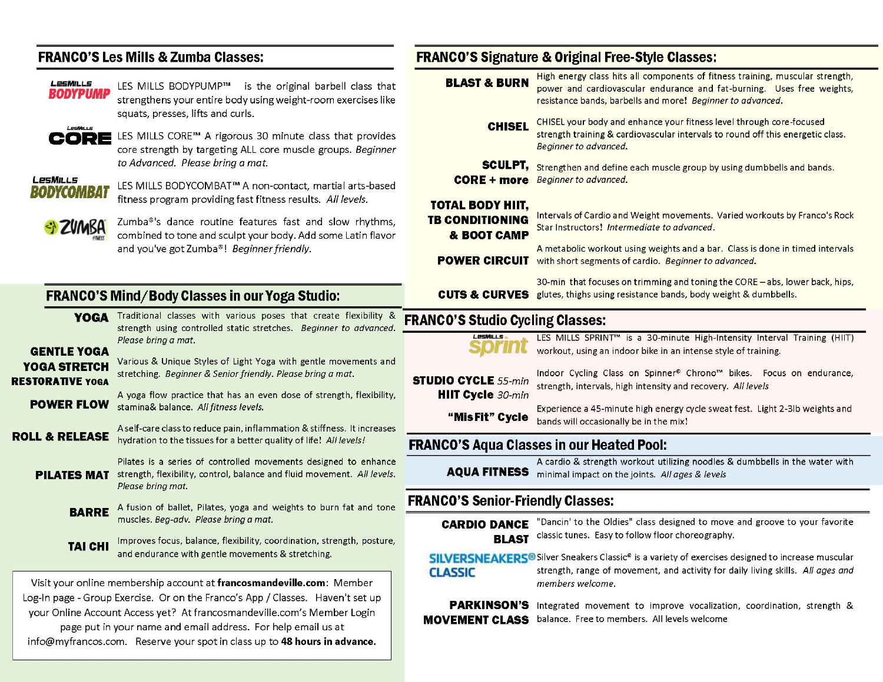## FRANCO'S Les Mills & Zumba Classes:

**LESMILLS BODYPUMP** — LES MILLS BODYPUMP™ is the original barbell class that strengthens your entire body using weight-room exercises like squats, presses, lifts and curls.

**LESMILLS CORE** — LES MILLS CORE™ A rigorous 30 minute class that provides core strength by targeting ALL core muscle groups. *Beginner to Advanced. Please bring a mat.*

**LESMILLS BODYCOMBAT** — LES MILLS BODYCOMBAT™ A non-contact, martial arts-based fitness program providing fast fitness results. *All levels.*

**ZUMBA FITNESS** — Zumba®'s dance routine features fast and slow rhythms, combined to tone and sculpt your body. Add some Latin flavor and you've got Zumba®! *Beginner friendly.*

## FRANCO'S Mind/Body Classes in our Yoga Studio:

**YOGA** — Traditional classes with various poses that create flexibility & strength using controlled static stretches. *Beginner to advanced. Please bring a mat.*

**GENTLE YOGA / YOGA STRETCH / RESTORATIVE YOGA** — Various & Unique Styles of Light Yoga with gentle movements and stretching. *Beginner & Senior friendly. Please bring a mat.*

**POWER FLOW** — A yoga flow practice that has an even dose of strength, flexibility, stamina& balance. *All fitness levels.*

**ROLL & RELEASE** — A self-care class to reduce pain, inflammation & stiffness. It increases hydration to the tissues for a better quality of life! *All levels!*

**PILATES MAT** — Pilates is a series of controlled movements designed to enhance strength, flexibility, control, balance and fluid movement. *All levels. Please bring mat.*

**BARRE** — A fusion of ballet, Pilates, yoga and weights to burn fat and tone muscles. *Beg-adv. Please bring a mat.*

**TAI CHI** — Improves focus, balance, flexibility, coordination, strength, posture, and endurance with gentle movements & stretching.

Visit your online membership account at **francosmandeville.com**: Member Log-In page - Group Exercise. Or on the Franco's App / Classes. Haven't set up your Online Account Access yet? At francosmandeville.com's Member Login page put in your name and email address. For help email us at info@myfrancos.com. Reserve your spot in class up to **48 hours in advance.**

## FRANCO'S Signature & Original Free-Style Classes:

**BLAST & BURN** — High energy class hits all components of fitness training, muscular strength, power and cardiovascular endurance and fat-burning. Uses free weights, resistance bands, barbells and more! *Beginner to advanced.*

**CHISEL** — CHISEL your body and enhance your fitness level through core-focused strength training & cardiovascular intervals to round off this energetic class. *Beginner to advanced.*

**SCULPT, CORE + more** — Strengthen and define each muscle group by using dumbbells and bands. *Beginner to advanced.*

**TOTAL BODY HIIT, TB CONDITIONING & BOOT CAMP** — Intervals of Cardio and Weight movements. Varied workouts by Franco's Rock Star Instructors! *Intermediate to advanced.*

**POWER CIRCUIT** — A metabolic workout using weights and a bar. Class is done in timed intervals with short segments of cardio. *Beginner to advanced.*

**CUTS & CURVES** — 30-min that focuses on trimming and toning the CORE – abs, lower back, hips, glutes, thighs using resistance bands, body weight & dumbbells.

## FRANCO'S Studio Cycling Classes:

**LESMILLS SPRINT** — LES MILLS SPRINT™ is a 30-minute High-Intensity Interval Training (HIIT) workout, using an indoor bike in an intense style of training.

**STUDIO CYCLE** *55-min* / **HIIT Cycle** *30-min* — Indoor Cycling Class on Spinner® Chrono™ bikes. Focus on endurance, strength, intervals, high intensity and recovery. *All levels*

**"MisFit" Cycle** — Experience a 45-minute high energy cycle sweat fest. Light 2-3lb weights and bands will occasionally be in the mix!

## FRANCO'S Aqua Classes in our Heated Pool:

**AQUA FITNESS** — A cardio & strength workout utilizing noodles & dumbbells in the water with minimal impact on the joints. *All ages & levels*

## FRANCO'S Senior-Friendly Classes:

**CARDIO DANCE BLAST** — "Dancin' to the Oldies" class designed to move and groove to your favorite classic tunes. Easy to follow floor choreography.

**SILVERSNEAKERS® CLASSIC** — Silver Sneakers Classic® is a variety of exercises designed to increase muscular strength, range of movement, and activity for daily living skills. *All ages and members welcome.*

**PARKINSON'S MOVEMENT CLASS** — Integrated movement to improve vocalization, coordination, strength & balance. Free to members. All levels welcome